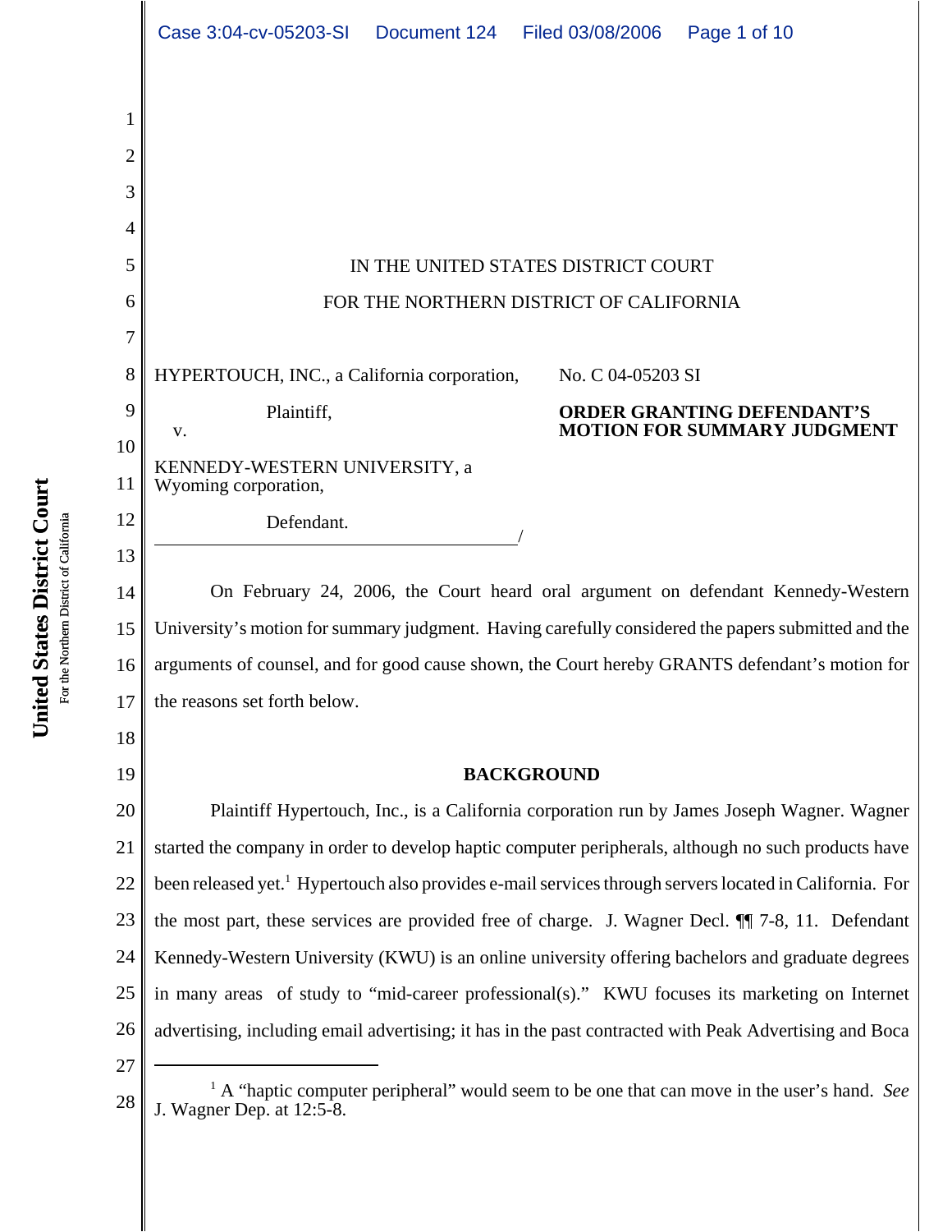IN THE UNITED STATES DISTRICT COURT

FOR THE NORTHERN DISTRICT OF CALIFORNIA

HYPERTOUCH, INC., a California corporation,

Plaintiff,

v.

KENNEDY-WESTERN UNIVERSITY, a Wyoming corporation,

Defendant.

/

No. C 04-05203 SI

**ORDER GRANTING DEFENDANT'S MOTION FOR SUMMARY JUDGMENT**

On February 24, 2006, the Court heard oral argument on defendant Kennedy-Western University's motion for summary judgment. Having carefully considered the papers submitted and the arguments of counsel, and for good cause shown, the Court hereby GRANTS defendant's motion for the reasons set forth below.

## BACKGROUND

Plaintiff Hypertouch, Inc., is a California corporation run by James Joseph Wagner. Wagner started the company in order to develop haptic computer peripherals, although no such products have been released yet.[1] Hypertouch also provides e-mail services through servers located in California. For the most part, these services are provided free of charge. J. Wagner Decl. ¶¶ 7-8, 11. Defendant Kennedy-Western University (KWU) is an online university offering bachelors and graduate degrees in many areas of study to "mid-career professional(s)." KWU focuses its marketing on Internet advertising, including email advertising; it has in the past contracted with Peak Advertising and Boca

---

[1] A "haptic computer peripheral" would seem to be one that can move in the user's hand. *See* J. Wagner Dep. at 12:5-8.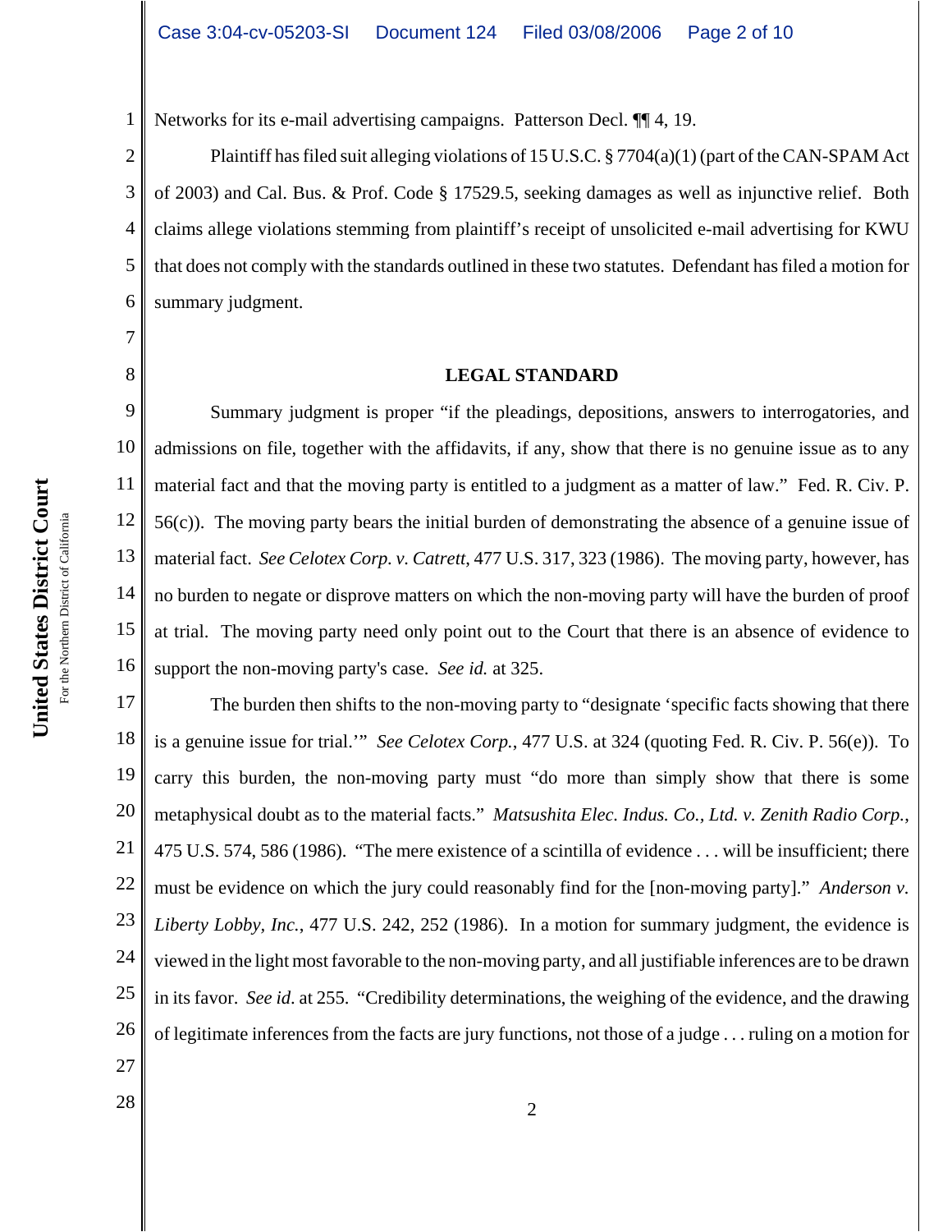Networks for its e-mail advertising campaigns. Patterson Decl. ¶¶ 4, 19.

Plaintiff has filed suit alleging violations of 15 U.S.C. § 7704(a)(1) (part of the CAN-SPAM Act of 2003) and Cal. Bus. & Prof. Code § 17529.5, seeking damages as well as injunctive relief. Both claims allege violations stemming from plaintiff's receipt of unsolicited e-mail advertising for KWU that does not comply with the standards outlined in these two statutes. Defendant has filed a motion for summary judgment.

## LEGAL STANDARD

Summary judgment is proper "if the pleadings, depositions, answers to interrogatories, and admissions on file, together with the affidavits, if any, show that there is no genuine issue as to any material fact and that the moving party is entitled to a judgment as a matter of law." Fed. R. Civ. P. 56(c)). The moving party bears the initial burden of demonstrating the absence of a genuine issue of material fact. *See Celotex Corp. v. Catrett*, 477 U.S. 317, 323 (1986). The moving party, however, has no burden to negate or disprove matters on which the non-moving party will have the burden of proof at trial. The moving party need only point out to the Court that there is an absence of evidence to support the non-moving party's case. *See id.* at 325.

The burden then shifts to the non-moving party to "designate 'specific facts showing that there is a genuine issue for trial.'" *See Celotex Corp.*, 477 U.S. at 324 (quoting Fed. R. Civ. P. 56(e)). To carry this burden, the non-moving party must "do more than simply show that there is some metaphysical doubt as to the material facts." *Matsushita Elec. Indus. Co., Ltd. v. Zenith Radio Corp.*, 475 U.S. 574, 586 (1986). "The mere existence of a scintilla of evidence . . . will be insufficient; there must be evidence on which the jury could reasonably find for the [non-moving party]." *Anderson v. Liberty Lobby, Inc.*, 477 U.S. 242, 252 (1986). In a motion for summary judgment, the evidence is viewed in the light most favorable to the non-moving party, and all justifiable inferences are to be drawn in its favor. *See id.* at 255. "Credibility determinations, the weighing of the evidence, and the drawing of legitimate inferences from the facts are jury functions, not those of a judge . . . ruling on a motion for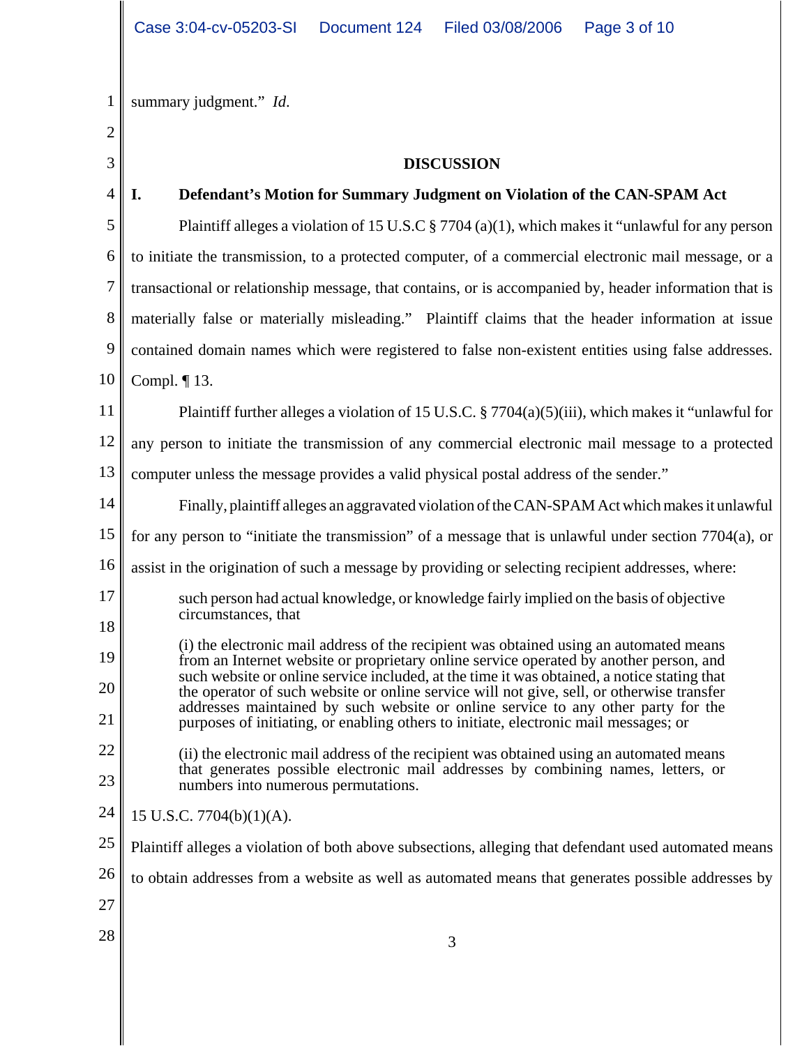summary judgment." *Id.*

**DISCUSSION**

**I. Defendant's Motion for Summary Judgment on Violation of the CAN-SPAM Act**

Plaintiff alleges a violation of 15 U.S.C § 7704 (a)(1), which makes it "unlawful for any person to initiate the transmission, to a protected computer, of a commercial electronic mail message, or a transactional or relationship message, that contains, or is accompanied by, header information that is materially false or materially misleading." Plaintiff claims that the header information at issue contained domain names which were registered to false non-existent entities using false addresses. Compl. ¶ 13.

Plaintiff further alleges a violation of 15 U.S.C. § 7704(a)(5)(iii), which makes it "unlawful for any person to initiate the transmission of any commercial electronic mail message to a protected computer unless the message provides a valid physical postal address of the sender."

Finally, plaintiff alleges an aggravated violation of the CAN-SPAM Act which makes it unlawful for any person to "initiate the transmission" of a message that is unlawful under section 7704(a), or assist in the origination of such a message by providing or selecting recipient addresses, where:

> such person had actual knowledge, or knowledge fairly implied on the basis of objective circumstances, that
>
> (i) the electronic mail address of the recipient was obtained using an automated means from an Internet website or proprietary online service operated by another person, and such website or online service included, at the time it was obtained, a notice stating that the operator of such website or online service will not give, sell, or otherwise transfer addresses maintained by such website or online service to any other party for the purposes of initiating, or enabling others to initiate, electronic mail messages; or
>
> (ii) the electronic mail address of the recipient was obtained using an automated means that generates possible electronic mail addresses by combining names, letters, or numbers into numerous permutations.

15 U.S.C. 7704(b)(1)(A).

Plaintiff alleges a violation of both above subsections, alleging that defendant used automated means to obtain addresses from a website as well as automated means that generates possible addresses by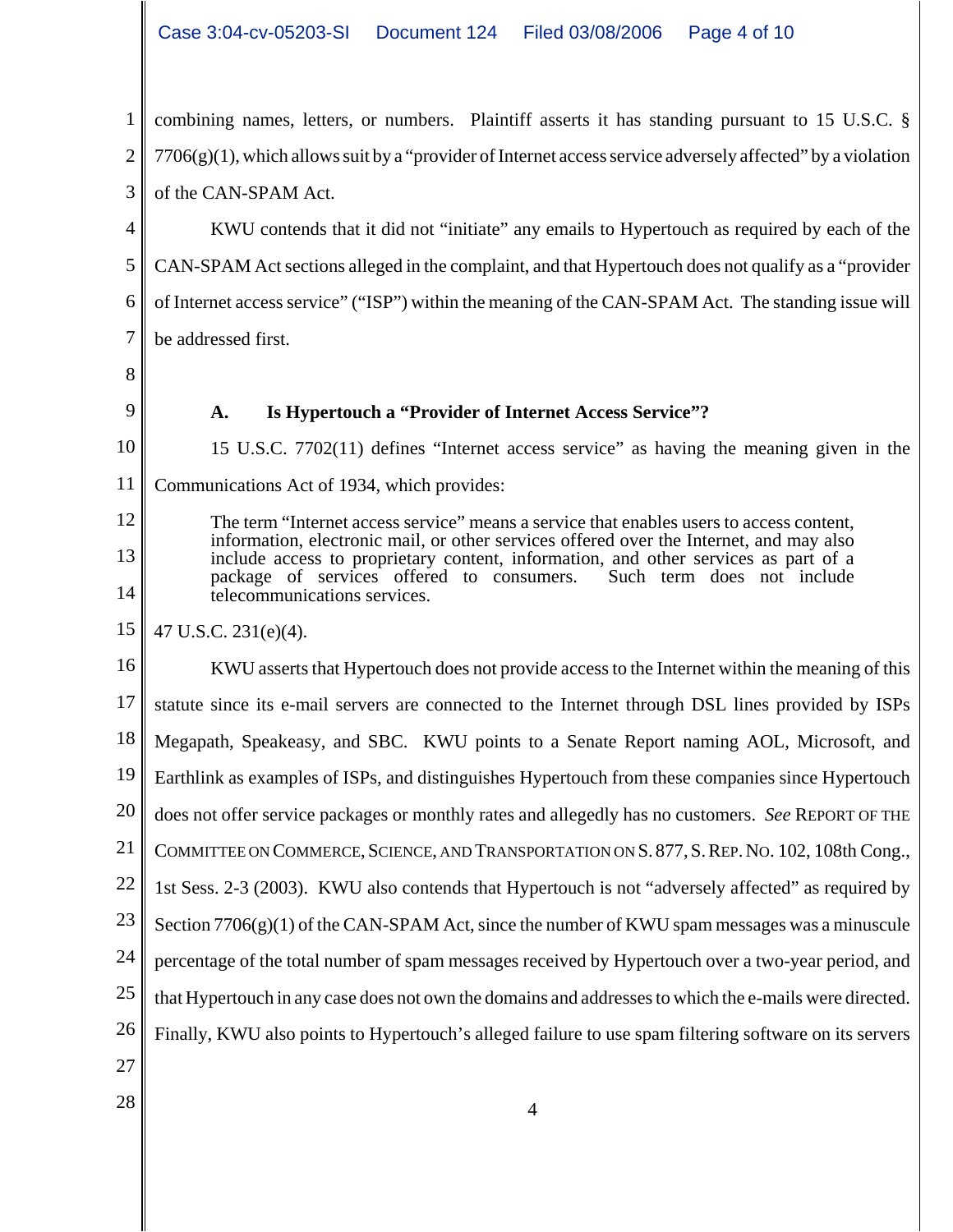combining names, letters, or numbers. Plaintiff asserts it has standing pursuant to 15 U.S.C. § 7706(g)(1), which allows suit by a "provider of Internet access service adversely affected" by a violation of the CAN-SPAM Act.

KWU contends that it did not "initiate" any emails to Hypertouch as required by each of the CAN-SPAM Act sections alleged in the complaint, and that Hypertouch does not qualify as a "provider of Internet access service" ("ISP") within the meaning of the CAN-SPAM Act. The standing issue will be addressed first.

### A. Is Hypertouch a "Provider of Internet Access Service"?

15 U.S.C. 7702(11) defines "Internet access service" as having the meaning given in the Communications Act of 1934, which provides:

> The term "Internet access service" means a service that enables users to access content, information, electronic mail, or other services offered over the Internet, and may also include access to proprietary content, information, and other services as part of a package of services offered to consumers. Such term does not include telecommunications services.

47 U.S.C. 231(e)(4).

KWU asserts that Hypertouch does not provide access to the Internet within the meaning of this statute since its e-mail servers are connected to the Internet through DSL lines provided by ISPs Megapath, Speakeasy, and SBC. KWU points to a Senate Report naming AOL, Microsoft, and Earthlink as examples of ISPs, and distinguishes Hypertouch from these companies since Hypertouch does not offer service packages or monthly rates and allegedly has no customers. *See* REPORT OF THE COMMITTEE ON COMMERCE, SCIENCE, AND TRANSPORTATION ON S. 877, S. REP. NO. 102, 108th Cong., 1st Sess. 2-3 (2003). KWU also contends that Hypertouch is not "adversely affected" as required by Section 7706(g)(1) of the CAN-SPAM Act, since the number of KWU spam messages was a minuscule percentage of the total number of spam messages received by Hypertouch over a two-year period, and that Hypertouch in any case does not own the domains and addresses to which the e-mails were directed. Finally, KWU also points to Hypertouch's alleged failure to use spam filtering software on its servers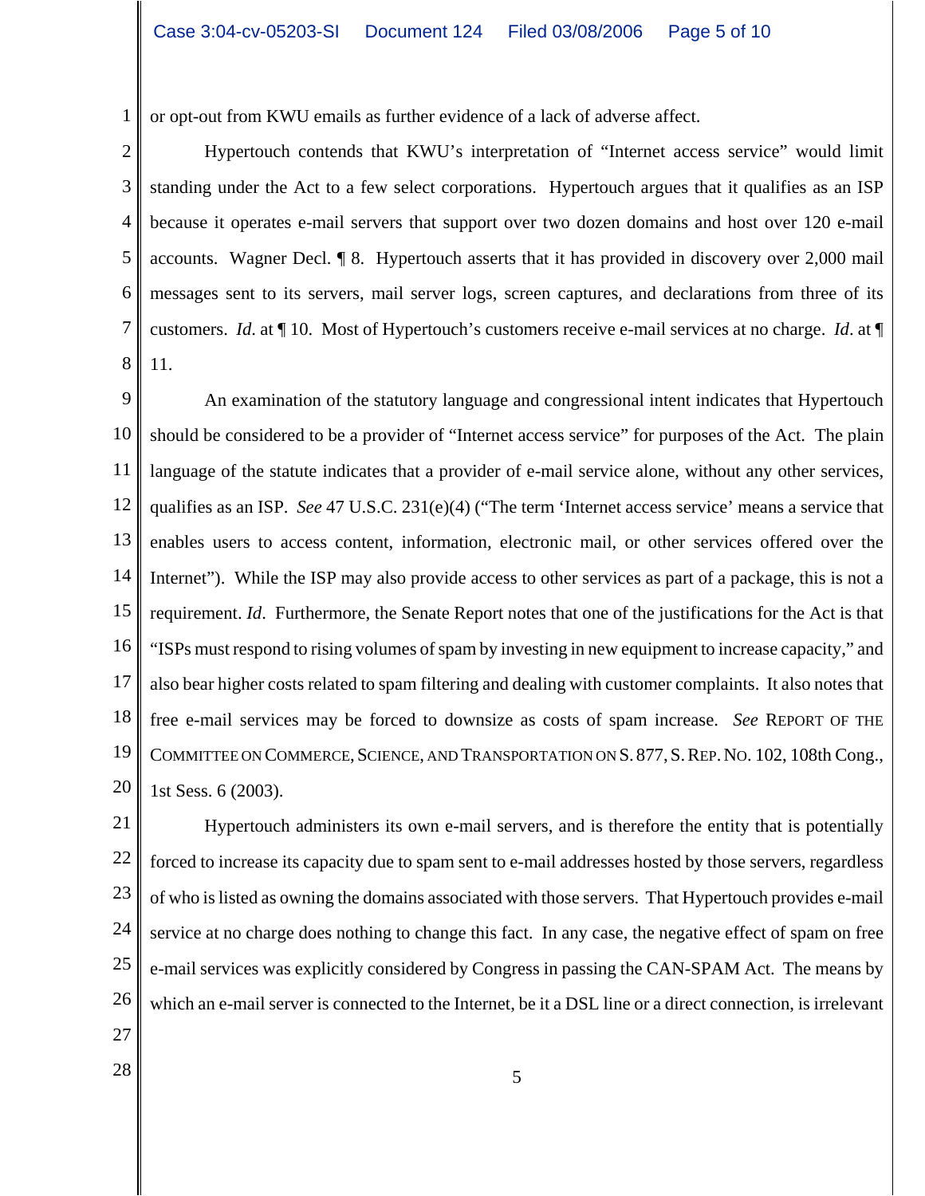or opt-out from KWU emails as further evidence of a lack of adverse affect.

Hypertouch contends that KWU's interpretation of "Internet access service" would limit standing under the Act to a few select corporations. Hypertouch argues that it qualifies as an ISP because it operates e-mail servers that support over two dozen domains and host over 120 e-mail accounts. Wagner Decl. ¶ 8. Hypertouch asserts that it has provided in discovery over 2,000 mail messages sent to its servers, mail server logs, screen captures, and declarations from three of its customers. *Id*. at ¶ 10. Most of Hypertouch's customers receive e-mail services at no charge. *Id*. at ¶ 11.

An examination of the statutory language and congressional intent indicates that Hypertouch should be considered to be a provider of "Internet access service" for purposes of the Act. The plain language of the statute indicates that a provider of e-mail service alone, without any other services, qualifies as an ISP. *See* 47 U.S.C. 231(e)(4) ("The term 'Internet access service' means a service that enables users to access content, information, electronic mail, or other services offered over the Internet"). While the ISP may also provide access to other services as part of a package, this is not a requirement. *Id*. Furthermore, the Senate Report notes that one of the justifications for the Act is that "ISPs must respond to rising volumes of spam by investing in new equipment to increase capacity," and also bear higher costs related to spam filtering and dealing with customer complaints. It also notes that free e-mail services may be forced to downsize as costs of spam increase. *See* REPORT OF THE COMMITTEE ON COMMERCE, SCIENCE, AND TRANSPORTATION ON S. 877, S. REP. NO. 102, 108th Cong., 1st Sess. 6 (2003).

Hypertouch administers its own e-mail servers, and is therefore the entity that is potentially forced to increase its capacity due to spam sent to e-mail addresses hosted by those servers, regardless of who is listed as owning the domains associated with those servers. That Hypertouch provides e-mail service at no charge does nothing to change this fact. In any case, the negative effect of spam on free e-mail services was explicitly considered by Congress in passing the CAN-SPAM Act. The means by which an e-mail server is connected to the Internet, be it a DSL line or a direct connection, is irrelevant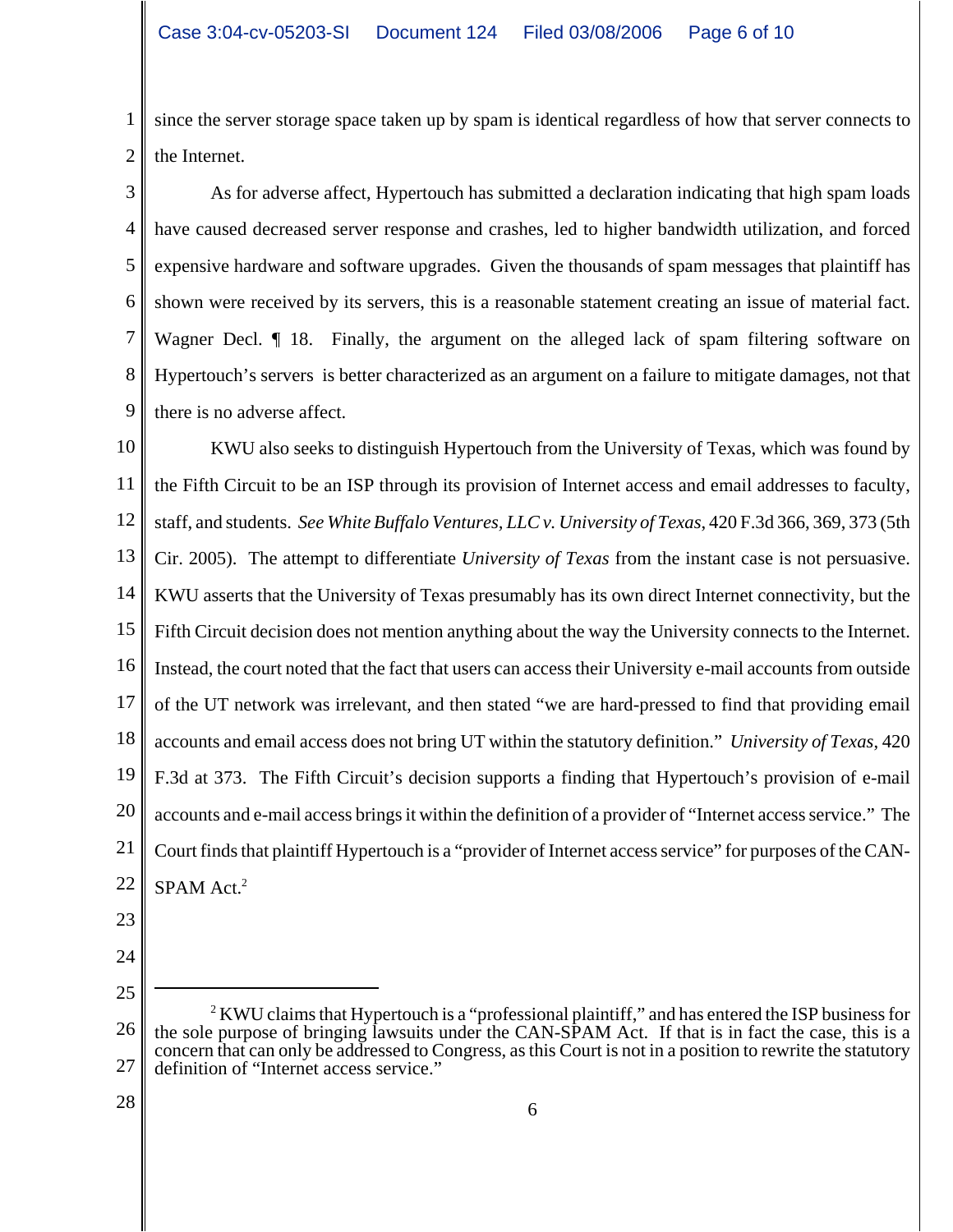since the server storage space taken up by spam is identical regardless of how that server connects to the Internet.

As for adverse affect, Hypertouch has submitted a declaration indicating that high spam loads have caused decreased server response and crashes, led to higher bandwidth utilization, and forced expensive hardware and software upgrades. Given the thousands of spam messages that plaintiff has shown were received by its servers, this is a reasonable statement creating an issue of material fact. Wagner Decl. ¶ 18. Finally, the argument on the alleged lack of spam filtering software on Hypertouch's servers is better characterized as an argument on a failure to mitigate damages, not that there is no adverse affect.

KWU also seeks to distinguish Hypertouch from the University of Texas, which was found by the Fifth Circuit to be an ISP through its provision of Internet access and email addresses to faculty, staff, and students. *See White Buffalo Ventures, LLC v. University of Texas*, 420 F.3d 366, 369, 373 (5th Cir. 2005). The attempt to differentiate *University of Texas* from the instant case is not persuasive. KWU asserts that the University of Texas presumably has its own direct Internet connectivity, but the Fifth Circuit decision does not mention anything about the way the University connects to the Internet. Instead, the court noted that the fact that users can access their University e-mail accounts from outside of the UT network was irrelevant, and then stated "we are hard-pressed to find that providing email accounts and email access does not bring UT within the statutory definition." *University of Texas*, 420 F.3d at 373. The Fifth Circuit's decision supports a finding that Hypertouch's provision of e-mail accounts and e-mail access brings it within the definition of a provider of "Internet access service." The Court finds that plaintiff Hypertouch is a "provider of Internet access service" for purposes of the CAN-SPAM Act.[2]

---

[2] KWU claims that Hypertouch is a "professional plaintiff," and has entered the ISP business for the sole purpose of bringing lawsuits under the CAN-SPAM Act. If that is in fact the case, this is a concern that can only be addressed to Congress, as this Court is not in a position to rewrite the statutory definition of "Internet access service."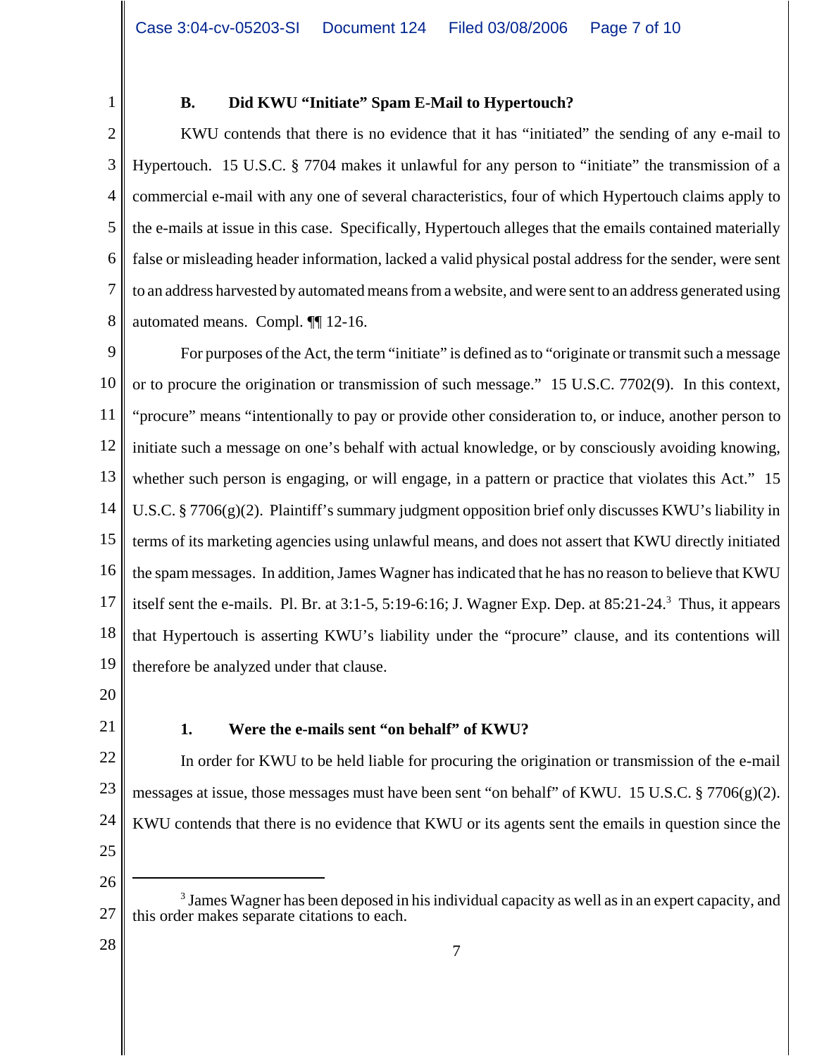### B. Did KWU "Initiate" Spam E-Mail to Hypertouch?

KWU contends that there is no evidence that it has "initiated" the sending of any e-mail to Hypertouch. 15 U.S.C. § 7704 makes it unlawful for any person to "initiate" the transmission of a commercial e-mail with any one of several characteristics, four of which Hypertouch claims apply to the e-mails at issue in this case. Specifically, Hypertouch alleges that the emails contained materially false or misleading header information, lacked a valid physical postal address for the sender, were sent to an address harvested by automated means from a website, and were sent to an address generated using automated means. Compl. ¶¶ 12-16.

For purposes of the Act, the term "initiate" is defined as to "originate or transmit such a message or to procure the origination or transmission of such message." 15 U.S.C. 7702(9). In this context, "procure" means "intentionally to pay or provide other consideration to, or induce, another person to initiate such a message on one's behalf with actual knowledge, or by consciously avoiding knowing, whether such person is engaging, or will engage, in a pattern or practice that violates this Act." 15 U.S.C. § 7706(g)(2). Plaintiff's summary judgment opposition brief only discusses KWU's liability in terms of its marketing agencies using unlawful means, and does not assert that KWU directly initiated the spam messages. In addition, James Wagner has indicated that he has no reason to believe that KWU itself sent the e-mails. Pl. Br. at 3:1-5, 5:19-6:16; J. Wagner Exp. Dep. at 85:21-24.[3] Thus, it appears that Hypertouch is asserting KWU's liability under the "procure" clause, and its contentions will therefore be analyzed under that clause.

#### 1. Were the e-mails sent "on behalf" of KWU?

In order for KWU to be held liable for procuring the origination or transmission of the e-mail messages at issue, those messages must have been sent "on behalf" of KWU. 15 U.S.C. § 7706(g)(2). KWU contends that there is no evidence that KWU or its agents sent the emails in question since the

[3] James Wagner has been deposed in his individual capacity as well as in an expert capacity, and this order makes separate citations to each.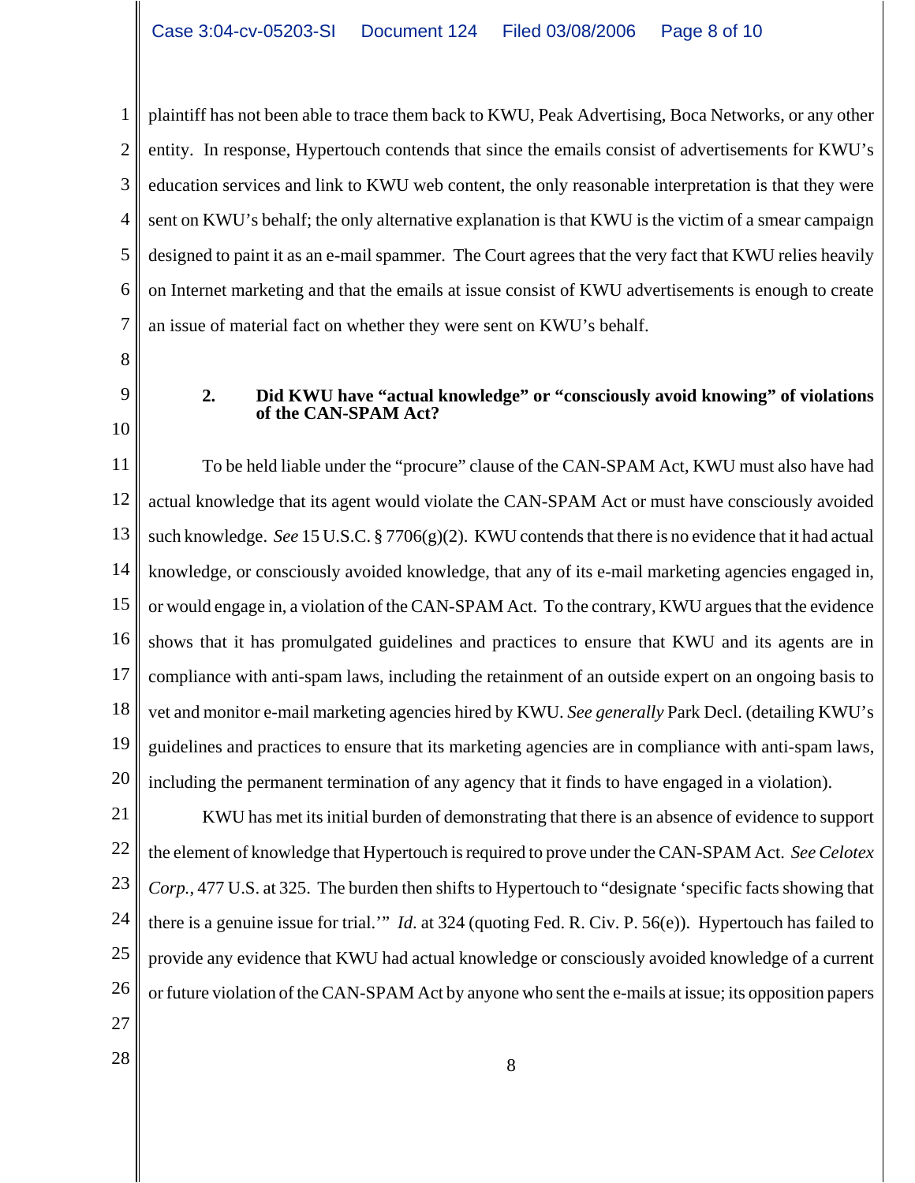plaintiff has not been able to trace them back to KWU, Peak Advertising, Boca Networks, or any other entity. In response, Hypertouch contends that since the emails consist of advertisements for KWU's education services and link to KWU web content, the only reasonable interpretation is that they were sent on KWU's behalf; the only alternative explanation is that KWU is the victim of a smear campaign designed to paint it as an e-mail spammer. The Court agrees that the very fact that KWU relies heavily on Internet marketing and that the emails at issue consist of KWU advertisements is enough to create an issue of material fact on whether they were sent on KWU's behalf.

### 2. Did KWU have "actual knowledge" or "consciously avoid knowing" of violations of the CAN-SPAM Act?

To be held liable under the "procure" clause of the CAN-SPAM Act, KWU must also have had actual knowledge that its agent would violate the CAN-SPAM Act or must have consciously avoided such knowledge. *See* 15 U.S.C. § 7706(g)(2). KWU contends that there is no evidence that it had actual knowledge, or consciously avoided knowledge, that any of its e-mail marketing agencies engaged in, or would engage in, a violation of the CAN-SPAM Act. To the contrary, KWU argues that the evidence shows that it has promulgated guidelines and practices to ensure that KWU and its agents are in compliance with anti-spam laws, including the retainment of an outside expert on an ongoing basis to vet and monitor e-mail marketing agencies hired by KWU. *See generally* Park Decl. (detailing KWU's guidelines and practices to ensure that its marketing agencies are in compliance with anti-spam laws, including the permanent termination of any agency that it finds to have engaged in a violation).

KWU has met its initial burden of demonstrating that there is an absence of evidence to support the element of knowledge that Hypertouch is required to prove under the CAN-SPAM Act. *See Celotex Corp.*, 477 U.S. at 325. The burden then shifts to Hypertouch to "designate 'specific facts showing that there is a genuine issue for trial.'" *Id*. at 324 (quoting Fed. R. Civ. P. 56(e)). Hypertouch has failed to provide any evidence that KWU had actual knowledge or consciously avoided knowledge of a current or future violation of the CAN-SPAM Act by anyone who sent the e-mails at issue; its opposition papers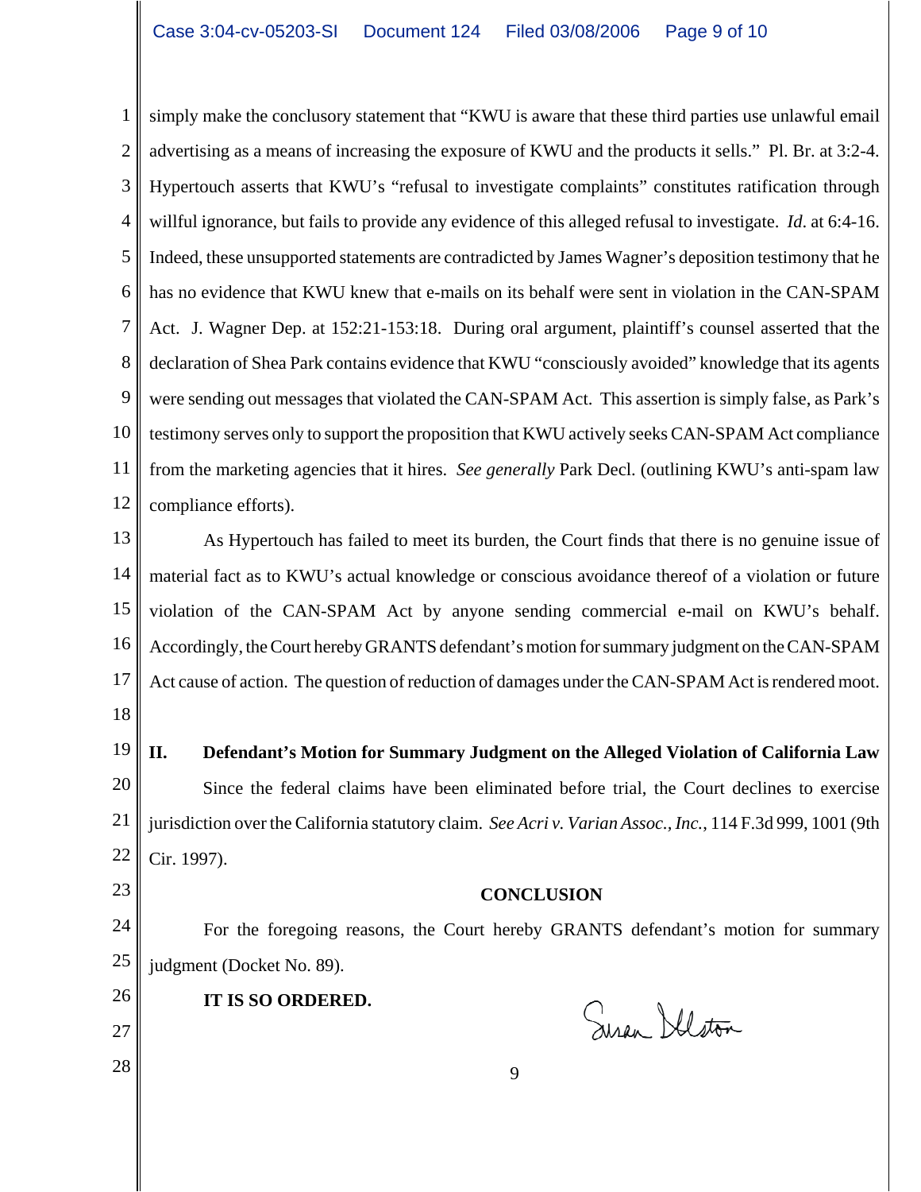simply make the conclusory statement that "KWU is aware that these third parties use unlawful email advertising as a means of increasing the exposure of KWU and the products it sells." Pl. Br. at 3:2-4. Hypertouch asserts that KWU's "refusal to investigate complaints" constitutes ratification through willful ignorance, but fails to provide any evidence of this alleged refusal to investigate. *Id*. at 6:4-16. Indeed, these unsupported statements are contradicted by James Wagner's deposition testimony that he has no evidence that KWU knew that e-mails on its behalf were sent in violation in the CAN-SPAM Act. J. Wagner Dep. at 152:21-153:18. During oral argument, plaintiff's counsel asserted that the declaration of Shea Park contains evidence that KWU "consciously avoided" knowledge that its agents were sending out messages that violated the CAN-SPAM Act. This assertion is simply false, as Park's testimony serves only to support the proposition that KWU actively seeks CAN-SPAM Act compliance from the marketing agencies that it hires. *See generally* Park Decl. (outlining KWU's anti-spam law compliance efforts).

As Hypertouch has failed to meet its burden, the Court finds that there is no genuine issue of material fact as to KWU's actual knowledge or conscious avoidance thereof of a violation or future violation of the CAN-SPAM Act by anyone sending commercial e-mail on KWU's behalf. Accordingly, the Court hereby GRANTS defendant's motion for summary judgment on the CAN-SPAM Act cause of action. The question of reduction of damages under the CAN-SPAM Act is rendered moot.

## II. Defendant's Motion for Summary Judgment on the Alleged Violation of California Law

Since the federal claims have been eliminated before trial, the Court declines to exercise jurisdiction over the California statutory claim. *See Acri v. Varian Assoc., Inc.*, 114 F.3d 999, 1001 (9th Cir. 1997).

## CONCLUSION

For the foregoing reasons, the Court hereby GRANTS defendant's motion for summary judgment (Docket No. 89).

**IT IS SO ORDERED.**

Susan Illston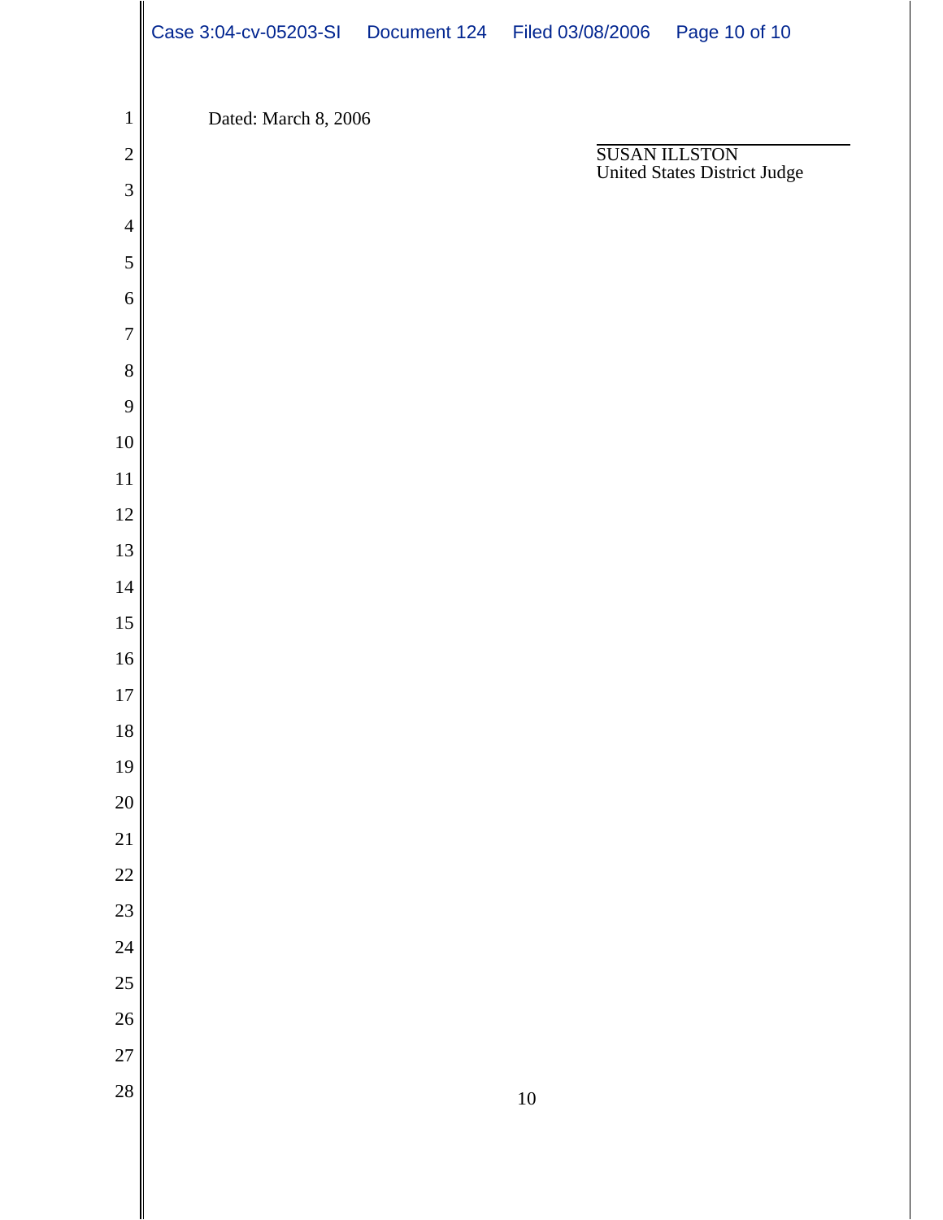Dated: March 8, 2006

SUSAN ILLSTON
United States District Judge